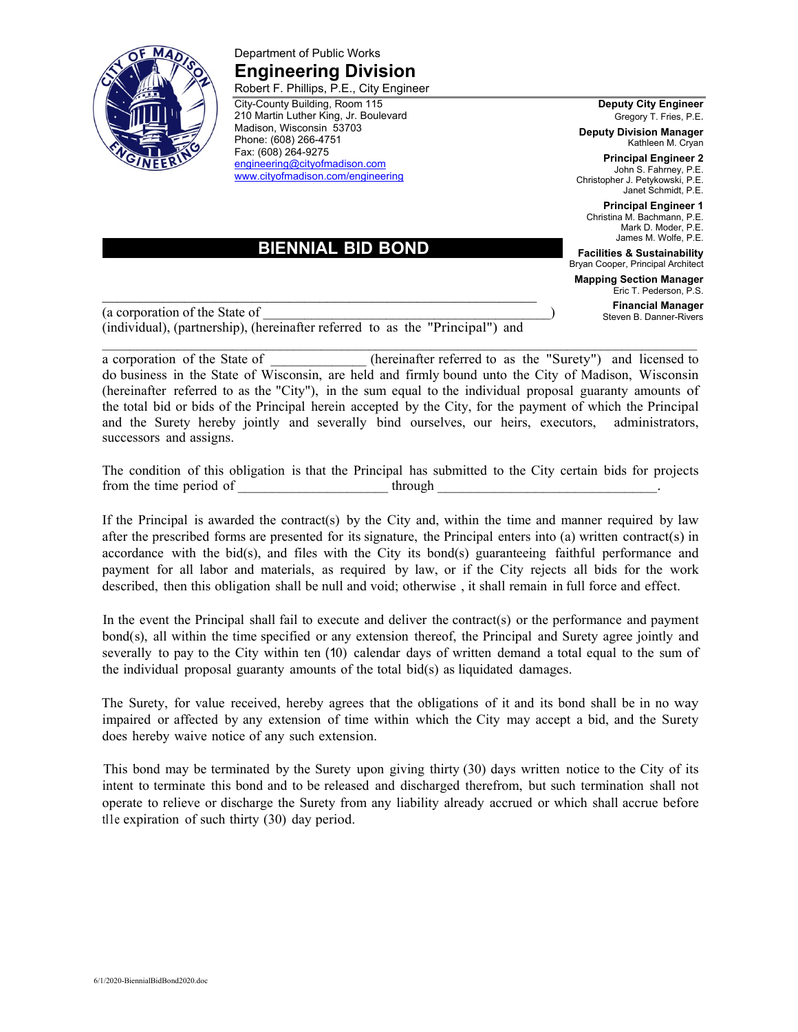Department of Public Works

# Engineering Division

Robert F. Phillips, P.E., City Engineer

City-County Building, Room 115
210 Martin Luther King, Jr. Boulevard
Madison, Wisconsin 53703
Phone: (608) 266-4751
Fax: (608) 264-9275
engineering@cityofmadison.com
www.cityofmadison.com/engineering

**Deputy City Engineer**
Gregory T. Fries, P.E.

**Deputy Division Manager**
Kathleen M. Cryan

**Principal Engineer 2**
John S. Fahrney, P.E.
Christopher J. Petykowski, P.E.
Janet Schmidt, P.E.

**Principal Engineer 1**
Christina M. Bachmann, P.E.
Mark D. Moder, P.E.
James M. Wolfe, P.E.

**Facilities & Sustainability**
Bryan Cooper, Principal Architect

**Mapping Section Manager**
Eric T. Pederson, P.S.

**Financial Manager**
Steven B. Danner-Rivers

## BIENNIAL BID BOND

_______________________________________________________________

(a corporation of the State of ________________________________________)
(individual), (partnership), (hereinafter referred to as the "Principal") and

_______________________________________________________________

a corporation of the State of _____________ (hereinafter referred to as the "Surety") and licensed to do business in the State of Wisconsin, are held and firmly bound unto the City of Madison, Wisconsin (hereinafter referred to as the "City"), in the sum equal to the individual proposal guaranty amounts of the total bid or bids of the Principal herein accepted by the City, for the payment of which the Principal and the Surety hereby jointly and severally bind ourselves, our heirs, executors, administrators, successors and assigns.

The condition of this obligation is that the Principal has submitted to the City certain bids for projects from the time period of ____________________ through ______________________________.

If the Principal is awarded the contract(s) by the City and, within the time and manner required by law after the prescribed forms are presented for its signature, the Principal enters into (a) written contract(s) in accordance with the bid(s), and files with the City its bond(s) guaranteeing faithful performance and payment for all labor and materials, as required by law, or if the City rejects all bids for the work described, then this obligation shall be null and void; otherwise , it shall remain in full force and effect.

In the event the Principal shall fail to execute and deliver the contract(s) or the performance and payment bond(s), all within the time specified or any extension thereof, the Principal and Surety agree jointly and severally to pay to the City within ten (10) calendar days of written demand a total equal to the sum of the individual proposal guaranty amounts of the total bid(s) as liquidated damages.

The Surety, for value received, hereby agrees that the obligations of it and its bond shall be in no way impaired or affected by any extension of time within which the City may accept a bid, and the Surety does hereby waive notice of any such extension.

This bond may be terminated by the Surety upon giving thirty (30) days written notice to the City of its intent to terminate this bond and to be released and discharged therefrom, but such termination shall not operate to relieve or discharge the Surety from any liability already accrued or which shall accrue before the expiration of such thirty (30) day period.

6/1/2020-BiennialBidBond2020.doc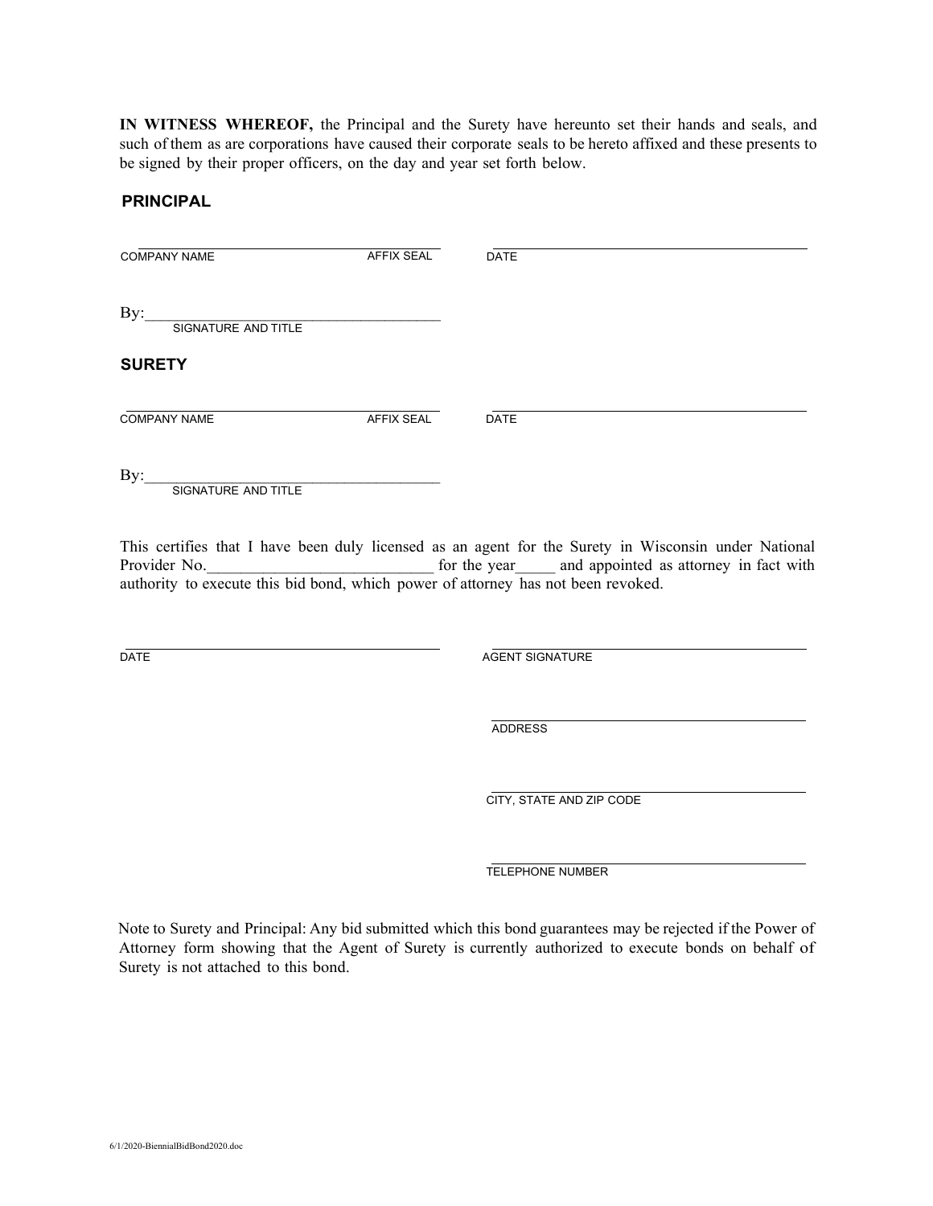**IN WITNESS WHEREOF,** the Principal and the Surety have hereunto set their hands and seals, and such of them as are corporations have caused their corporate seals to be hereto affixed and these presents to be signed by their proper officers, on the day and year set forth below.

**PRINCIPAL**

| ______________________________ | ______________________________ |
|---|---|
| COMPANY NAME AFFIX SEAL | DATE |

By:______________________________
SIGNATURE AND TITLE

**SURETY**

| ______________________________ | ______________________________ |
|---|---|
| COMPANY NAME AFFIX SEAL | DATE |

By:______________________________
SIGNATURE AND TITLE

This certifies that I have been duly licensed as an agent for the Surety in Wisconsin under National Provider No.____________________________ for the year_____ and appointed as attorney in fact with authority to execute this bid bond, which power of attorney has not been revoked.

| ______________________________ | ______________________________ |
|---|---|
| DATE | AGENT SIGNATURE |

______________________________
ADDRESS

______________________________
CITY, STATE AND ZIP CODE

______________________________
TELEPHONE NUMBER

Note to Surety and Principal: Any bid submitted which this bond guarantees may be rejected if the Power of Attorney form showing that the Agent of Surety is currently authorized to execute bonds on behalf of Surety is not attached to this bond.

6/1/2020-BiennialBidBond2020.doc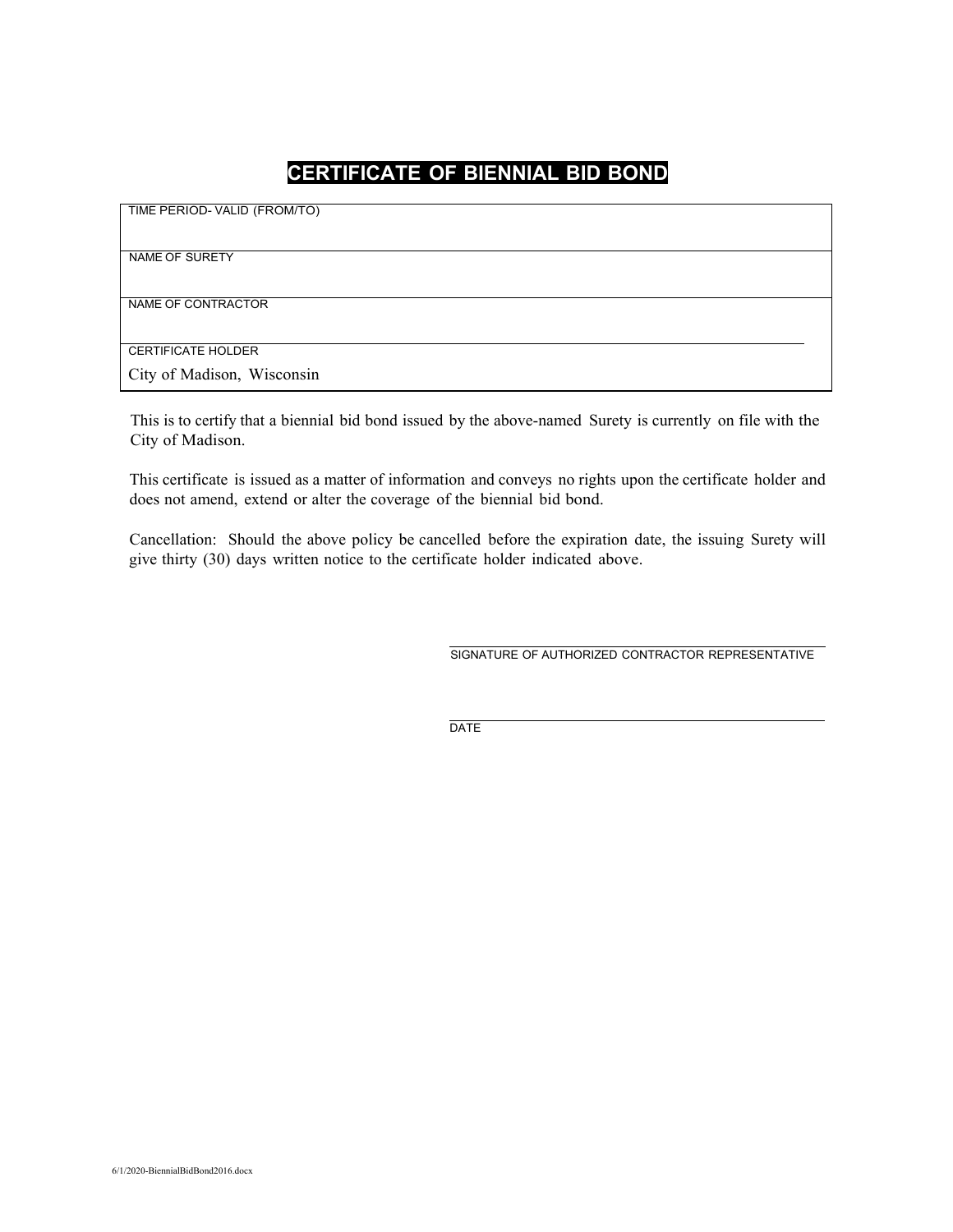# CERTIFICATE OF BIENNIAL BID BOND

| |
|---|
| TIME PERIOD- VALID (FROM/TO) |
| NAME OF SURETY |
| NAME OF CONTRACTOR |
| CERTIFICATE HOLDER<br>City of Madison, Wisconsin |

This is to certify that a biennial bid bond issued by the above-named Surety is currently on file with the City of Madison.

This certificate is issued as a matter of information and conveys no rights upon the certificate holder and does not amend, extend or alter the coverage of the biennial bid bond.

Cancellation: Should the above policy be cancelled before the expiration date, the issuing Surety will give thirty (30) days written notice to the certificate holder indicated above.

\_\_\_\_\_\_\_\_\_\_\_\_\_\_\_\_\_\_\_\_\_\_\_\_\_\_\_\_\_\_\_\_\_\_\_\_\_\_\_\_
SIGNATURE OF AUTHORIZED CONTRACTOR REPRESENTATIVE

\_\_\_\_\_\_\_\_\_\_\_\_\_\_\_\_\_\_\_\_\_\_\_\_\_\_\_\_\_\_\_\_\_\_\_\_\_\_\_\_
DATE

6/1/2020-BiennialBidBond2016.docx